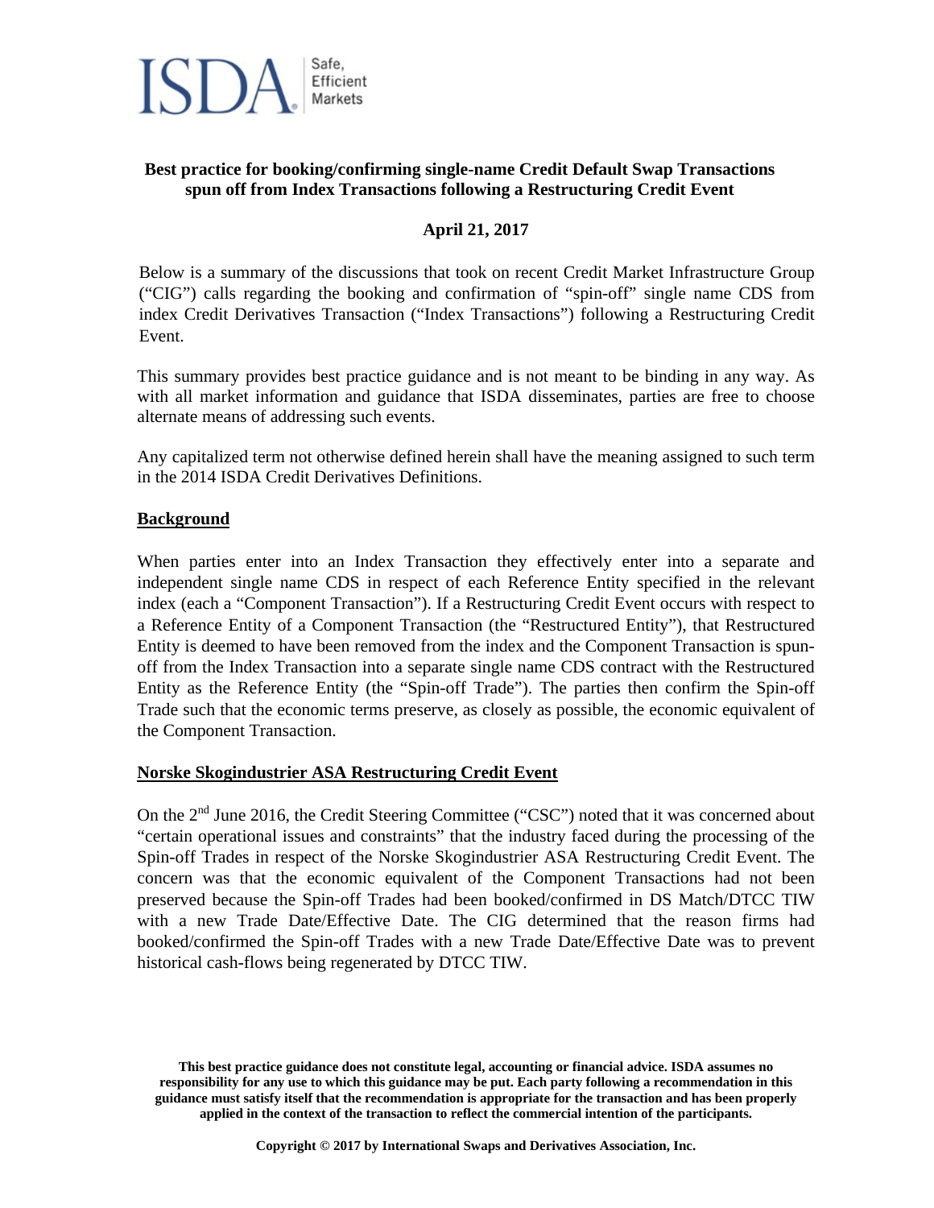ISDA Safe, Efficient Markets

**Best practice for booking/confirming single-name Credit Default Swap Transactions spun off from Index Transactions following a Restructuring Credit Event**

**April 21, 2017**

Below is a summary of the discussions that took on recent Credit Market Infrastructure Group ("CIG") calls regarding the booking and confirmation of "spin-off" single name CDS from index Credit Derivatives Transaction ("Index Transactions") following a Restructuring Credit Event.

This summary provides best practice guidance and is not meant to be binding in any way. As with all market information and guidance that ISDA disseminates, parties are free to choose alternate means of addressing such events.

Any capitalized term not otherwise defined herein shall have the meaning assigned to such term in the 2014 ISDA Credit Derivatives Definitions.

## Background

When parties enter into an Index Transaction they effectively enter into a separate and independent single name CDS in respect of each Reference Entity specified in the relevant index (each a "Component Transaction"). If a Restructuring Credit Event occurs with respect to a Reference Entity of a Component Transaction (the "Restructured Entity"), that Restructured Entity is deemed to have been removed from the index and the Component Transaction is spun-off from the Index Transaction into a separate single name CDS contract with the Restructured Entity as the Reference Entity (the "Spin-off Trade"). The parties then confirm the Spin-off Trade such that the economic terms preserve, as closely as possible, the economic equivalent of the Component Transaction.

## Norske Skogindustrier ASA Restructuring Credit Event

On the 2nd June 2016, the Credit Steering Committee ("CSC") noted that it was concerned about "certain operational issues and constraints" that the industry faced during the processing of the Spin-off Trades in respect of the Norske Skogindustrier ASA Restructuring Credit Event. The concern was that the economic equivalent of the Component Transactions had not been preserved because the Spin-off Trades had been booked/confirmed in DS Match/DTCC TIW with a new Trade Date/Effective Date. The CIG determined that the reason firms had booked/confirmed the Spin-off Trades with a new Trade Date/Effective Date was to prevent historical cash-flows being regenerated by DTCC TIW.

**This best practice guidance does not constitute legal, accounting or financial advice. ISDA assumes no responsibility for any use to which this guidance may be put. Each party following a recommendation in this guidance must satisfy itself that the recommendation is appropriate for the transaction and has been properly applied in the context of the transaction to reflect the commercial intention of the participants.**

**Copyright © 2017 by International Swaps and Derivatives Association, Inc.**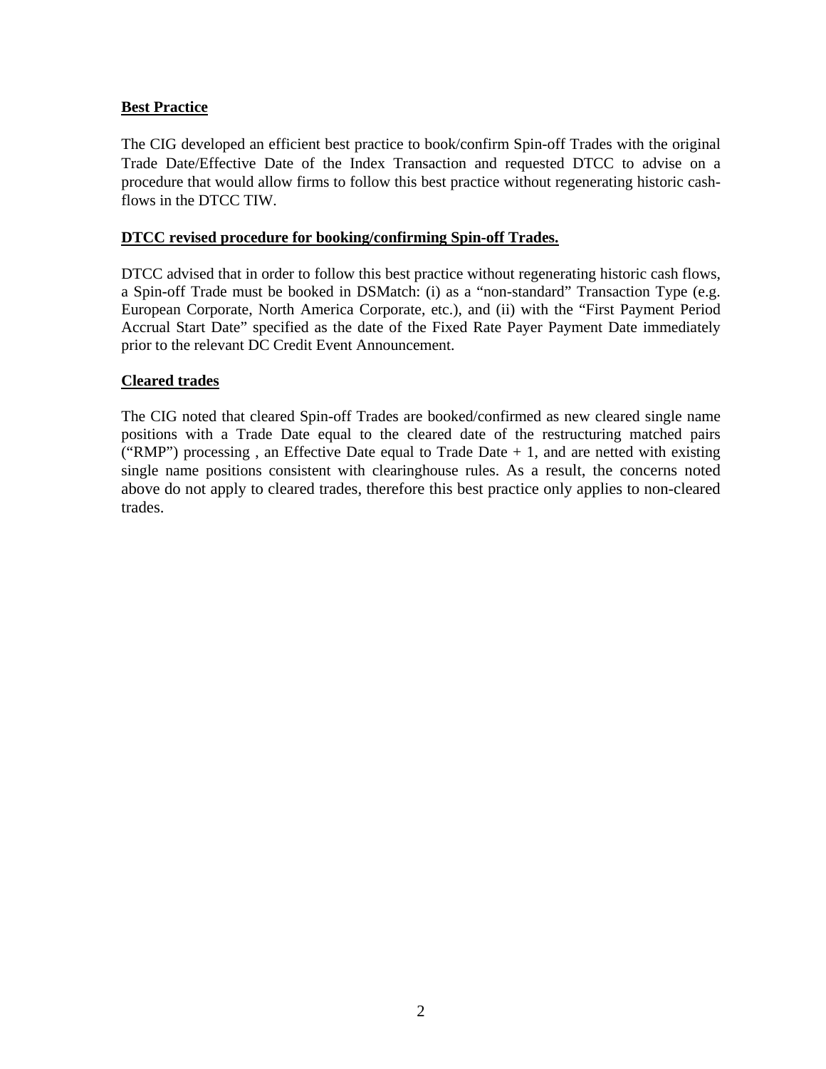**Best Practice**

The CIG developed an efficient best practice to book/confirm Spin-off Trades with the original Trade Date/Effective Date of the Index Transaction and requested DTCC to advise on a procedure that would allow firms to follow this best practice without regenerating historic cash-flows in the DTCC TIW.

**DTCC revised procedure for booking/confirming Spin-off Trades.**

DTCC advised that in order to follow this best practice without regenerating historic cash flows, a Spin-off Trade must be booked in DSMatch: (i) as a "non-standard" Transaction Type (e.g. European Corporate, North America Corporate, etc.), and (ii) with the "First Payment Period Accrual Start Date" specified as the date of the Fixed Rate Payer Payment Date immediately prior to the relevant DC Credit Event Announcement.

**Cleared trades**

The CIG noted that cleared Spin-off Trades are booked/confirmed as new cleared single name positions with a Trade Date equal to the cleared date of the restructuring matched pairs ("RMP") processing , an Effective Date equal to Trade Date + 1, and are netted with existing single name positions consistent with clearinghouse rules. As a result, the concerns noted above do not apply to cleared trades, therefore this best practice only applies to non-cleared trades.